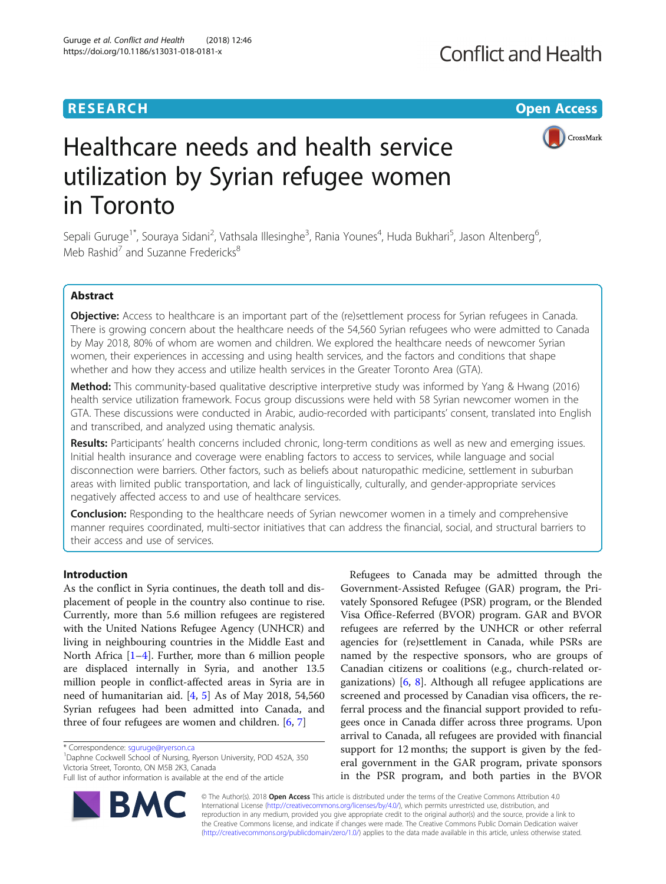RESEARCH

Open Access

# Healthcare needs and health service utilization by Syrian refugee women in Toronto

Sepali Guruge[1*], Souraya Sidani[2], Vathsala Illesinghe[3], Rania Younes[4], Huda Bukhari[5], Jason Altenberg[6], Meb Rashid[7] and Suzanne Fredericks[8]

## Abstract

**Objective:** Access to healthcare is an important part of the (re)settlement process for Syrian refugees in Canada. There is growing concern about the healthcare needs of the 54,560 Syrian refugees who were admitted to Canada by May 2018, 80% of whom are women and children. We explored the healthcare needs of newcomer Syrian women, their experiences in accessing and using health services, and the factors and conditions that shape whether and how they access and utilize health services in the Greater Toronto Area (GTA).

**Method:** This community-based qualitative descriptive interpretive study was informed by Yang & Hwang (2016) health service utilization framework. Focus group discussions were held with 58 Syrian newcomer women in the GTA. These discussions were conducted in Arabic, audio-recorded with participants' consent, translated into English and transcribed, and analyzed using thematic analysis.

**Results:** Participants' health concerns included chronic, long-term conditions as well as new and emerging issues. Initial health insurance and coverage were enabling factors to access to services, while language and social disconnection were barriers. Other factors, such as beliefs about naturopathic medicine, settlement in suburban areas with limited public transportation, and lack of linguistically, culturally, and gender-appropriate services negatively affected access to and use of healthcare services.

**Conclusion:** Responding to the healthcare needs of Syrian newcomer women in a timely and comprehensive manner requires coordinated, multi-sector initiatives that can address the financial, social, and structural barriers to their access and use of services.

## Introduction

As the conflict in Syria continues, the death toll and displacement of people in the country also continue to rise. Currently, more than 5.6 million refugees are registered with the United Nations Refugee Agency (UNHCR) and living in neighbouring countries in the Middle East and North Africa [1–4]. Further, more than 6 million people are displaced internally in Syria, and another 13.5 million people in conflict-affected areas in Syria are in need of humanitarian aid. [4, 5] As of May 2018, 54,560 Syrian refugees had been admitted into Canada, and three of four refugees are women and children. [6, 7]

Refugees to Canada may be admitted through the Government-Assisted Refugee (GAR) program, the Privately Sponsored Refugee (PSR) program, or the Blended Visa Office-Referred (BVOR) program. GAR and BVOR refugees are referred by the UNHCR or other referral agencies for (re)settlement in Canada, while PSRs are named by the respective sponsors, who are groups of Canadian citizens or coalitions (e.g., church-related organizations) [6, 8]. Although all refugee applications are screened and processed by Canadian visa officers, the referral process and the financial support provided to refugees once in Canada differ across three programs. Upon arrival to Canada, all refugees are provided with financial support for 12 months; the support is given by the federal government in the GAR program, private sponsors in the PSR program, and both parties in the BVOR

\* Correspondence: sguruge@ryerson.ca
[1]Daphne Cockwell School of Nursing, Ryerson University, POD 452A, 350 Victoria Street, Toronto, ON M5B 2K3, Canada
Full list of author information is available at the end of the article

© The Author(s). 2018 **Open Access** This article is distributed under the terms of the Creative Commons Attribution 4.0 International License (http://creativecommons.org/licenses/by/4.0/), which permits unrestricted use, distribution, and reproduction in any medium, provided you give appropriate credit to the original author(s) and the source, provide a link to the Creative Commons license, and indicate if changes were made. The Creative Commons Public Domain Dedication waiver (http://creativecommons.org/publicdomain/zero/1.0/) applies to the data made available in this article, unless otherwise stated.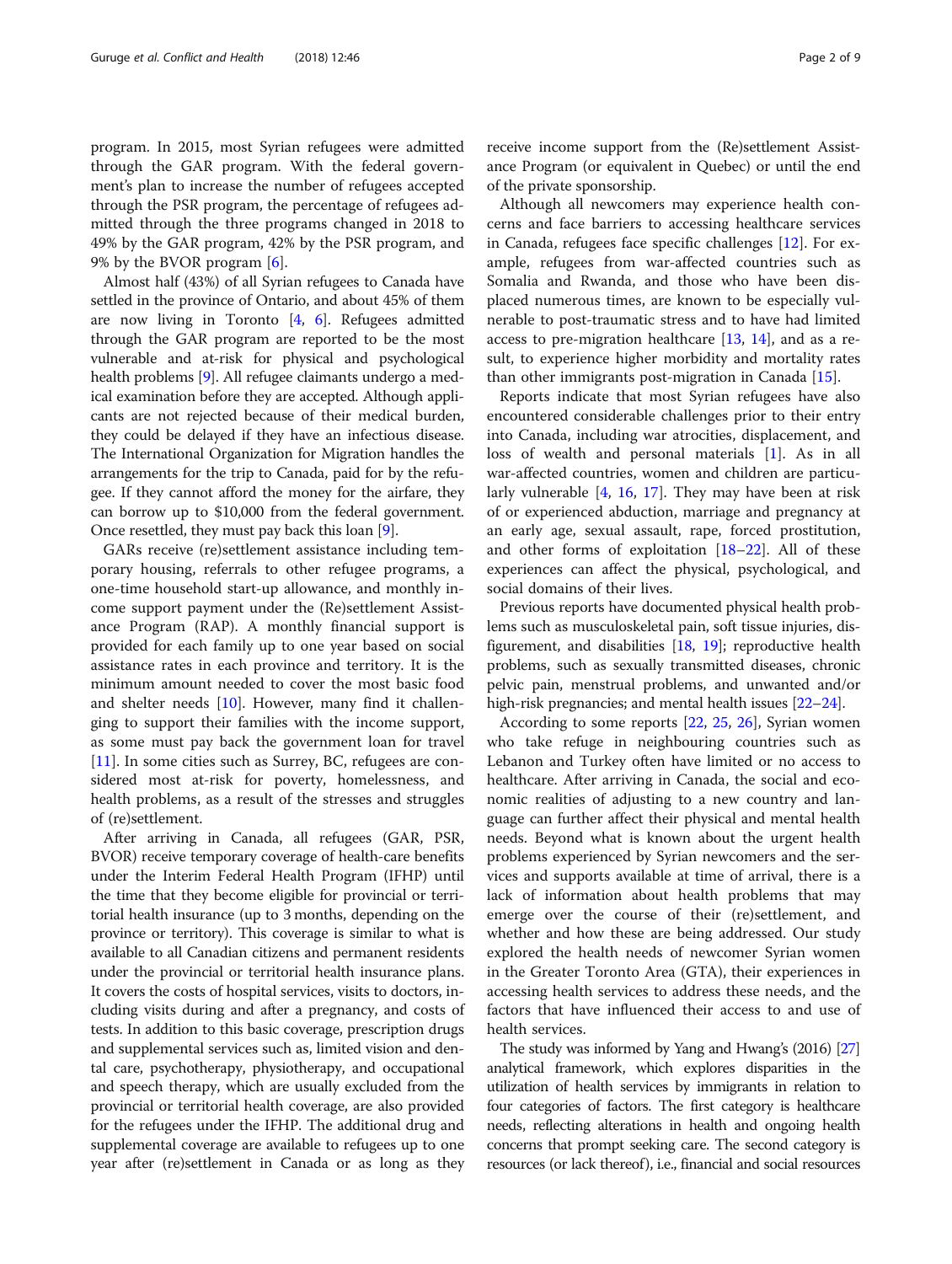program. In 2015, most Syrian refugees were admitted through the GAR program. With the federal government's plan to increase the number of refugees accepted through the PSR program, the percentage of refugees admitted through the three programs changed in 2018 to 49% by the GAR program, 42% by the PSR program, and 9% by the BVOR program [6].

Almost half (43%) of all Syrian refugees to Canada have settled in the province of Ontario, and about 45% of them are now living in Toronto [4, 6]. Refugees admitted through the GAR program are reported to be the most vulnerable and at-risk for physical and psychological health problems [9]. All refugee claimants undergo a medical examination before they are accepted. Although applicants are not rejected because of their medical burden, they could be delayed if they have an infectious disease. The International Organization for Migration handles the arrangements for the trip to Canada, paid for by the refugee. If they cannot afford the money for the airfare, they can borrow up to $10,000 from the federal government. Once resettled, they must pay back this loan [9].

GARs receive (re)settlement assistance including temporary housing, referrals to other refugee programs, a one-time household start-up allowance, and monthly income support payment under the (Re)settlement Assistance Program (RAP). A monthly financial support is provided for each family up to one year based on social assistance rates in each province and territory. It is the minimum amount needed to cover the most basic food and shelter needs [10]. However, many find it challenging to support their families with the income support, as some must pay back the government loan for travel [11]. In some cities such as Surrey, BC, refugees are considered most at-risk for poverty, homelessness, and health problems, as a result of the stresses and struggles of (re)settlement.

After arriving in Canada, all refugees (GAR, PSR, BVOR) receive temporary coverage of health-care benefits under the Interim Federal Health Program (IFHP) until the time that they become eligible for provincial or territorial health insurance (up to 3 months, depending on the province or territory). This coverage is similar to what is available to all Canadian citizens and permanent residents under the provincial or territorial health insurance plans. It covers the costs of hospital services, visits to doctors, including visits during and after a pregnancy, and costs of tests. In addition to this basic coverage, prescription drugs and supplemental services such as, limited vision and dental care, psychotherapy, physiotherapy, and occupational and speech therapy, which are usually excluded from the provincial or territorial health coverage, are also provided for the refugees under the IFHP. The additional drug and supplemental coverage are available to refugees up to one year after (re)settlement in Canada or as long as they receive income support from the (Re)settlement Assistance Program (or equivalent in Quebec) or until the end of the private sponsorship.

Although all newcomers may experience health concerns and face barriers to accessing healthcare services in Canada, refugees face specific challenges [12]. For example, refugees from war-affected countries such as Somalia and Rwanda, and those who have been displaced numerous times, are known to be especially vulnerable to post-traumatic stress and to have had limited access to pre-migration healthcare [13, 14], and as a result, to experience higher morbidity and mortality rates than other immigrants post-migration in Canada [15].

Reports indicate that most Syrian refugees have also encountered considerable challenges prior to their entry into Canada, including war atrocities, displacement, and loss of wealth and personal materials [1]. As in all war-affected countries, women and children are particularly vulnerable [4, 16, 17]. They may have been at risk of or experienced abduction, marriage and pregnancy at an early age, sexual assault, rape, forced prostitution, and other forms of exploitation [18–22]. All of these experiences can affect the physical, psychological, and social domains of their lives.

Previous reports have documented physical health problems such as musculoskeletal pain, soft tissue injuries, disfigurement, and disabilities [18, 19]; reproductive health problems, such as sexually transmitted diseases, chronic pelvic pain, menstrual problems, and unwanted and/or high-risk pregnancies; and mental health issues [22–24].

According to some reports [22, 25, 26], Syrian women who take refuge in neighbouring countries such as Lebanon and Turkey often have limited or no access to healthcare. After arriving in Canada, the social and economic realities of adjusting to a new country and language can further affect their physical and mental health needs. Beyond what is known about the urgent health problems experienced by Syrian newcomers and the services and supports available at time of arrival, there is a lack of information about health problems that may emerge over the course of their (re)settlement, and whether and how these are being addressed. Our study explored the health needs of newcomer Syrian women in the Greater Toronto Area (GTA), their experiences in accessing health services to address these needs, and the factors that have influenced their access to and use of health services.

The study was informed by Yang and Hwang's (2016) [27] analytical framework, which explores disparities in the utilization of health services by immigrants in relation to four categories of factors. The first category is healthcare needs, reflecting alterations in health and ongoing health concerns that prompt seeking care. The second category is resources (or lack thereof), i.e., financial and social resources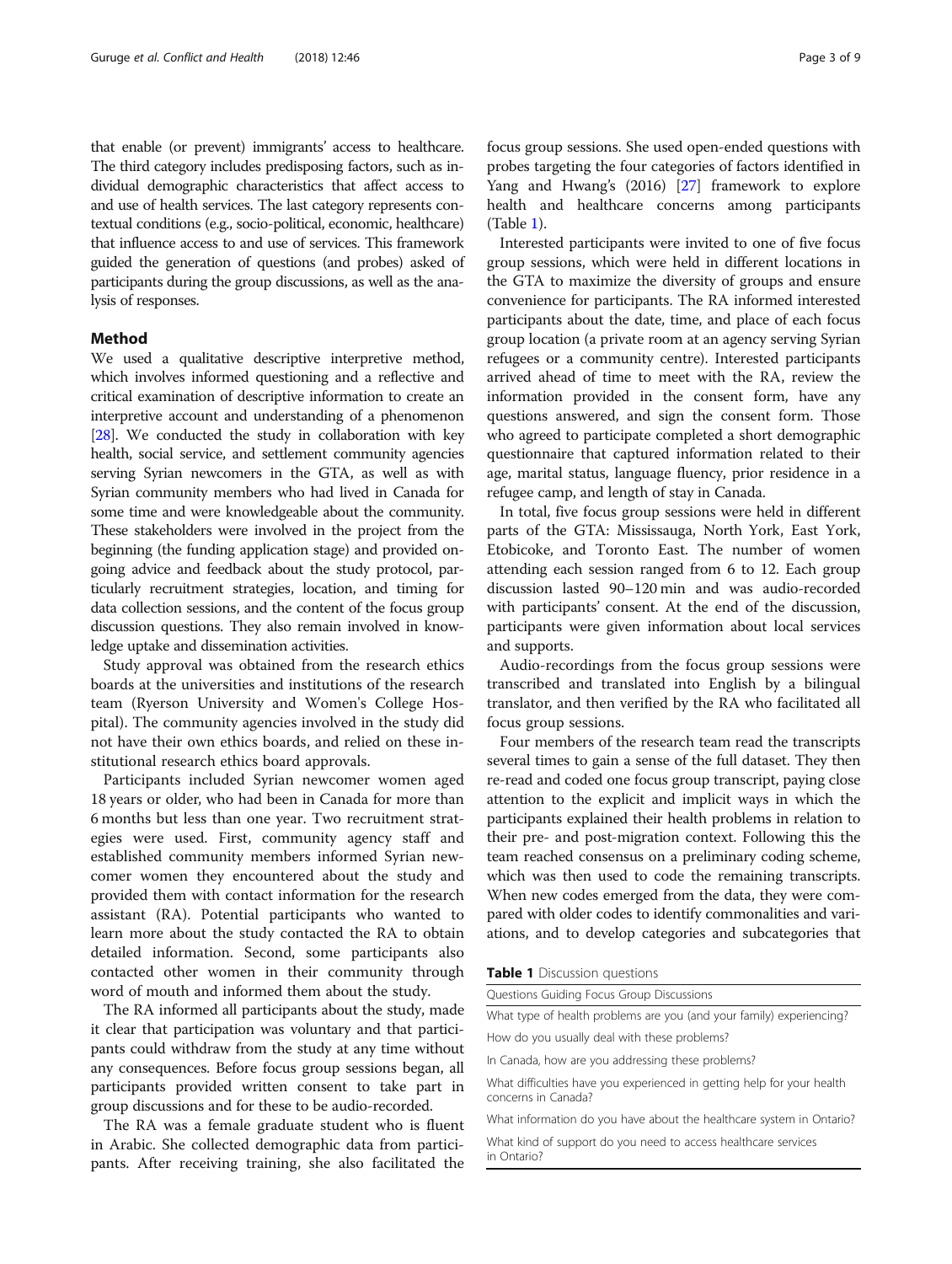that enable (or prevent) immigrants' access to healthcare. The third category includes predisposing factors, such as individual demographic characteristics that affect access to and use of health services. The last category represents contextual conditions (e.g., socio-political, economic, healthcare) that influence access to and use of services. This framework guided the generation of questions (and probes) asked of participants during the group discussions, as well as the analysis of responses.

## Method

We used a qualitative descriptive interpretive method, which involves informed questioning and a reflective and critical examination of descriptive information to create an interpretive account and understanding of a phenomenon [28]. We conducted the study in collaboration with key health, social service, and settlement community agencies serving Syrian newcomers in the GTA, as well as with Syrian community members who had lived in Canada for some time and were knowledgeable about the community. These stakeholders were involved in the project from the beginning (the funding application stage) and provided ongoing advice and feedback about the study protocol, particularly recruitment strategies, location, and timing for data collection sessions, and the content of the focus group discussion questions. They also remain involved in knowledge uptake and dissemination activities.

Study approval was obtained from the research ethics boards at the universities and institutions of the research team (Ryerson University and Women's College Hospital). The community agencies involved in the study did not have their own ethics boards, and relied on these institutional research ethics board approvals.

Participants included Syrian newcomer women aged 18 years or older, who had been in Canada for more than 6 months but less than one year. Two recruitment strategies were used. First, community agency staff and established community members informed Syrian newcomer women they encountered about the study and provided them with contact information for the research assistant (RA). Potential participants who wanted to learn more about the study contacted the RA to obtain detailed information. Second, some participants also contacted other women in their community through word of mouth and informed them about the study.

The RA informed all participants about the study, made it clear that participation was voluntary and that participants could withdraw from the study at any time without any consequences. Before focus group sessions began, all participants provided written consent to take part in group discussions and for these to be audio-recorded.

The RA was a female graduate student who is fluent in Arabic. She collected demographic data from participants. After receiving training, she also facilitated the focus group sessions. She used open-ended questions with probes targeting the four categories of factors identified in Yang and Hwang's (2016) [27] framework to explore health and healthcare concerns among participants (Table 1).

Interested participants were invited to one of five focus group sessions, which were held in different locations in the GTA to maximize the diversity of groups and ensure convenience for participants. The RA informed interested participants about the date, time, and place of each focus group location (a private room at an agency serving Syrian refugees or a community centre). Interested participants arrived ahead of time to meet with the RA, review the information provided in the consent form, have any questions answered, and sign the consent form. Those who agreed to participate completed a short demographic questionnaire that captured information related to their age, marital status, language fluency, prior residence in a refugee camp, and length of stay in Canada.

In total, five focus group sessions were held in different parts of the GTA: Mississauga, North York, East York, Etobicoke, and Toronto East. The number of women attending each session ranged from 6 to 12. Each group discussion lasted 90–120 min and was audio-recorded with participants' consent. At the end of the discussion, participants were given information about local services and supports.

Audio-recordings from the focus group sessions were transcribed and translated into English by a bilingual translator, and then verified by the RA who facilitated all focus group sessions.

Four members of the research team read the transcripts several times to gain a sense of the full dataset. They then re-read and coded one focus group transcript, paying close attention to the explicit and implicit ways in which the participants explained their health problems in relation to their pre- and post-migration context. Following this the team reached consensus on a preliminary coding scheme, which was then used to code the remaining transcripts. When new codes emerged from the data, they were compared with older codes to identify commonalities and variations, and to develop categories and subcategories that

**Table 1** Discussion questions

| Questions Guiding Focus Group Discussions |
|---|
| What type of health problems are you (and your family) experiencing? |
| How do you usually deal with these problems? |
| In Canada, how are you addressing these problems? |
| What difficulties have you experienced in getting help for your health concerns in Canada? |
| What information do you have about the healthcare system in Ontario? |
| What kind of support do you need to access healthcare services in Ontario? |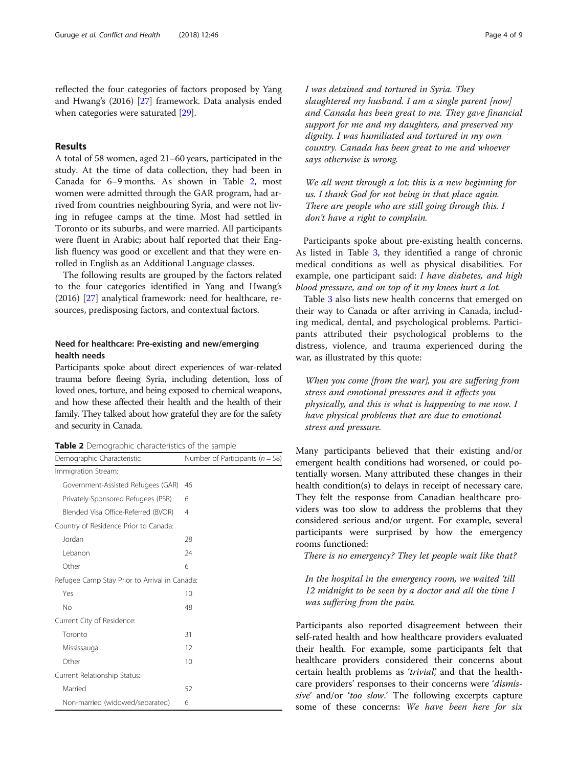reflected the four categories of factors proposed by Yang and Hwang's (2016) [27] framework. Data analysis ended when categories were saturated [29].

## Results

A total of 58 women, aged 21–60 years, participated in the study. At the time of data collection, they had been in Canada for 6–9 months. As shown in Table 2, most women were admitted through the GAR program, had arrived from countries neighbouring Syria, and were not living in refugee camps at the time. Most had settled in Toronto or its suburbs, and were married. All participants were fluent in Arabic; about half reported that their English fluency was good or excellent and that they were enrolled in English as an Additional Language classes.

The following results are grouped by the factors related to the four categories identified in Yang and Hwang's (2016) [27] analytical framework: need for healthcare, resources, predisposing factors, and contextual factors.

### Need for healthcare: Pre-existing and new/emerging health needs

Participants spoke about direct experiences of war-related trauma before fleeing Syria, including detention, loss of loved ones, torture, and being exposed to chemical weapons, and how these affected their health and the health of their family. They talked about how grateful they are for the safety and security in Canada.

**Table 2** Demographic characteristics of the sample

| Demographic Characteristic | Number of Participants (n = 58) |
|---|---|
| Immigration Stream: | |
| Government-Assisted Refugees (GAR) | 46 |
| Privately-Sponsored Refugees (PSR) | 6 |
| Blended Visa Office-Referred (BVOR) | 4 |
| Country of Residence Prior to Canada: | |
| Jordan | 28 |
| Lebanon | 24 |
| Other | 6 |
| Refugee Camp Stay Prior to Arrival in Canada: | |
| Yes | 10 |
| No | 48 |
| Current City of Residence: | |
| Toronto | 31 |
| Mississauga | 12 |
| Other | 10 |
| Current Relationship Status: | |
| Married | 52 |
| Non-married (widowed/separated) | 6 |

> *I was detained and tortured in Syria. They slaughtered my husband. I am a single parent [now] and Canada has been great to me. They gave financial support for me and my daughters, and preserved my dignity. I was humiliated and tortured in my own country. Canada has been great to me and whoever says otherwise is wrong.*

> *We all went through a lot; this is a new beginning for us. I thank God for not being in that place again. There are people who are still going through this. I don't have a right to complain.*

Participants spoke about pre-existing health concerns. As listed in Table 3, they identified a range of chronic medical conditions as well as physical disabilities. For example, one participant said: *I have diabetes, and high blood pressure, and on top of it my knees hurt a lot.*

Table 3 also lists new health concerns that emerged on their way to Canada or after arriving in Canada, including medical, dental, and psychological problems. Participants attributed their psychological problems to the distress, violence, and trauma experienced during the war, as illustrated by this quote:

> *When you come [from the war], you are suffering from stress and emotional pressures and it affects you physically, and this is what is happening to me now. I have physical problems that are due to emotional stress and pressure.*

Many participants believed that their existing and/or emergent health conditions had worsened, or could potentially worsen. Many attributed these changes in their health condition(s) to delays in receipt of necessary care. They felt the response from Canadian healthcare providers was too slow to address the problems that they considered serious and/or urgent. For example, several participants were surprised by how the emergency rooms functioned:

> *There is no emergency? They let people wait like that?*

> *In the hospital in the emergency room, we waited 'till 12 midnight to be seen by a doctor and all the time I was suffering from the pain.*

Participants also reported disagreement between their self-rated health and how healthcare providers evaluated their health. For example, some participants felt that healthcare providers considered their concerns about certain health problems as '*trivial*,' and that the healthcare providers' responses to their concerns were '*dismissive*' and/or '*too slow*.' The following excerpts capture some of these concerns: *We have been here for six*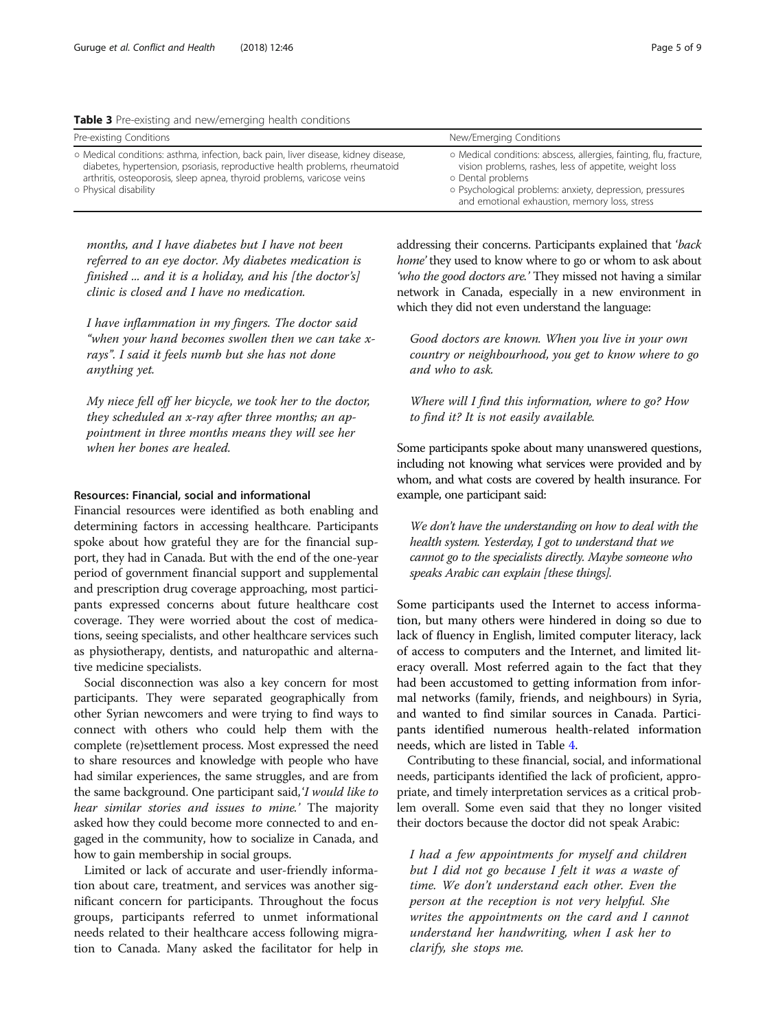**Table 3** Pre-existing and new/emerging health conditions

| Pre-existing Conditions | New/Emerging Conditions |
| --- | --- |
| ○ Medical conditions: asthma, infection, back pain, liver disease, kidney disease, diabetes, hypertension, psoriasis, reproductive health problems, rheumatoid arthritis, osteoporosis, sleep apnea, thyroid problems, varicose veins<br>○ Physical disability | ○ Medical conditions: abscess, allergies, fainting, flu, fracture, vision problems, rashes, less of appetite, weight loss<br>○ Dental problems<br>○ Psychological problems: anxiety, depression, pressures and emotional exhaustion, memory loss, stress |

> *months, and I have diabetes but I have not been referred to an eye doctor. My diabetes medication is finished ... and it is a holiday, and his [the doctor's] clinic is closed and I have no medication.*

> *I have inflammation in my fingers. The doctor said "when your hand becomes swollen then we can take x-rays". I said it feels numb but she has not done anything yet.*

> *My niece fell off her bicycle, we took her to the doctor, they scheduled an x-ray after three months; an appointment in three months means they will see her when her bones are healed.*

### Resources: Financial, social and informational

Financial resources were identified as both enabling and determining factors in accessing healthcare. Participants spoke about how grateful they are for the financial support, they had in Canada. But with the end of the one-year period of government financial support and supplemental and prescription drug coverage approaching, most participants expressed concerns about future healthcare cost coverage. They were worried about the cost of medications, seeing specialists, and other healthcare services such as physiotherapy, dentists, and naturopathic and alternative medicine specialists.

Social disconnection was also a key concern for most participants. They were separated geographically from other Syrian newcomers and were trying to find ways to connect with others who could help them with the complete (re)settlement process. Most expressed the need to share resources and knowledge with people who have had similar experiences, the same struggles, and are from the same background. One participant said,*'I would like to hear similar stories and issues to mine.'* The majority asked how they could become more connected to and engaged in the community, how to socialize in Canada, and how to gain membership in social groups.

Limited or lack of accurate and user-friendly information about care, treatment, and services was another significant concern for participants. Throughout the focus groups, participants referred to unmet informational needs related to their healthcare access following migration to Canada. Many asked the facilitator for help in addressing their concerns. Participants explained that *'back home'* they used to know where to go or whom to ask about *'who the good doctors are.'* They missed not having a similar network in Canada, especially in a new environment in which they did not even understand the language:

> *Good doctors are known. When you live in your own country or neighbourhood, you get to know where to go and who to ask.*

> *Where will I find this information, where to go? How to find it? It is not easily available.*

Some participants spoke about many unanswered questions, including not knowing what services were provided and by whom, and what costs are covered by health insurance. For example, one participant said:

> *We don't have the understanding on how to deal with the health system. Yesterday, I got to understand that we cannot go to the specialists directly. Maybe someone who speaks Arabic can explain [these things].*

Some participants used the Internet to access information, but many others were hindered in doing so due to lack of fluency in English, limited computer literacy, lack of access to computers and the Internet, and limited literacy overall. Most referred again to the fact that they had been accustomed to getting information from informal networks (family, friends, and neighbours) in Syria, and wanted to find similar sources in Canada. Participants identified numerous health-related information needs, which are listed in Table 4.

Contributing to these financial, social, and informational needs, participants identified the lack of proficient, appropriate, and timely interpretation services as a critical problem overall. Some even said that they no longer visited their doctors because the doctor did not speak Arabic:

> *I had a few appointments for myself and children but I did not go because I felt it was a waste of time. We don't understand each other. Even the person at the reception is not very helpful. She writes the appointments on the card and I cannot understand her handwriting, when I ask her to clarify, she stops me.*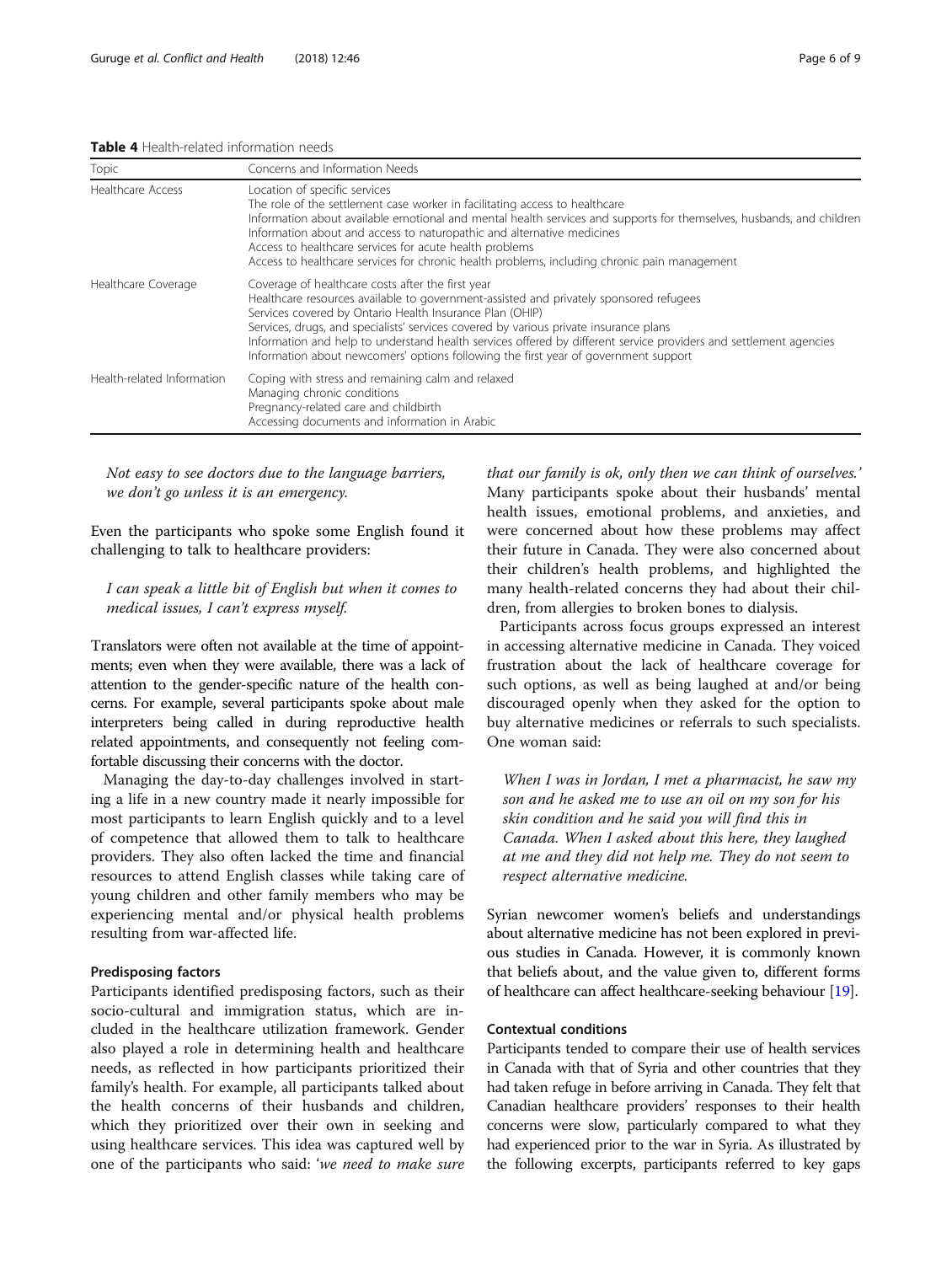**Table 4** Health-related information needs

| Topic | Concerns and Information Needs |
| --- | --- |
| Healthcare Access | Location of specific services<br>The role of the settlement case worker in facilitating access to healthcare<br>Information about available emotional and mental health services and supports for themselves, husbands, and children<br>Information about and access to naturopathic and alternative medicines<br>Access to healthcare services for acute health problems<br>Access to healthcare services for chronic health problems, including chronic pain management |
| Healthcare Coverage | Coverage of healthcare costs after the first year<br>Healthcare resources available to government-assisted and privately sponsored refugees<br>Services covered by Ontario Health Insurance Plan (OHIP)<br>Services, drugs, and specialists' services covered by various private insurance plans<br>Information and help to understand health services offered by different service providers and settlement agencies<br>Information about newcomers' options following the first year of government support |
| Health-related Information | Coping with stress and remaining calm and relaxed<br>Managing chronic conditions<br>Pregnancy-related care and childbirth<br>Accessing documents and information in Arabic |

> *Not easy to see doctors due to the language barriers, we don't go unless it is an emergency.*

Even the participants who spoke some English found it challenging to talk to healthcare providers:

> *I can speak a little bit of English but when it comes to medical issues, I can't express myself.*

Translators were often not available at the time of appointments; even when they were available, there was a lack of attention to the gender-specific nature of the health concerns. For example, several participants spoke about male interpreters being called in during reproductive health related appointments, and consequently not feeling comfortable discussing their concerns with the doctor.

Managing the day-to-day challenges involved in starting a life in a new country made it nearly impossible for most participants to learn English quickly and to a level of competence that allowed them to talk to healthcare providers. They also often lacked the time and financial resources to attend English classes while taking care of young children and other family members who may be experiencing mental and/or physical health problems resulting from war-affected life.

### Predisposing factors

Participants identified predisposing factors, such as their socio-cultural and immigration status, which are included in the healthcare utilization framework. Gender also played a role in determining health and healthcare needs, as reflected in how participants prioritized their family's health. For example, all participants talked about the health concerns of their husbands and children, which they prioritized over their own in seeking and using healthcare services. This idea was captured well by one of the participants who said: '*we need to make sure that our family is ok, only then we can think of ourselves.*' Many participants spoke about their husbands' mental health issues, emotional problems, and anxieties, and were concerned about how these problems may affect their future in Canada. They were also concerned about their children's health problems, and highlighted the many health-related concerns they had about their children, from allergies to broken bones to dialysis.

Participants across focus groups expressed an interest in accessing alternative medicine in Canada. They voiced frustration about the lack of healthcare coverage for such options, as well as being laughed at and/or being discouraged openly when they asked for the option to buy alternative medicines or referrals to such specialists. One woman said:

> *When I was in Jordan, I met a pharmacist, he saw my son and he asked me to use an oil on my son for his skin condition and he said you will find this in Canada. When I asked about this here, they laughed at me and they did not help me. They do not seem to respect alternative medicine.*

Syrian newcomer women's beliefs and understandings about alternative medicine has not been explored in previous studies in Canada. However, it is commonly known that beliefs about, and the value given to, different forms of healthcare can affect healthcare-seeking behaviour [19].

### Contextual conditions

Participants tended to compare their use of health services in Canada with that of Syria and other countries that they had taken refuge in before arriving in Canada. They felt that Canadian healthcare providers' responses to their health concerns were slow, particularly compared to what they had experienced prior to the war in Syria. As illustrated by the following excerpts, participants referred to key gaps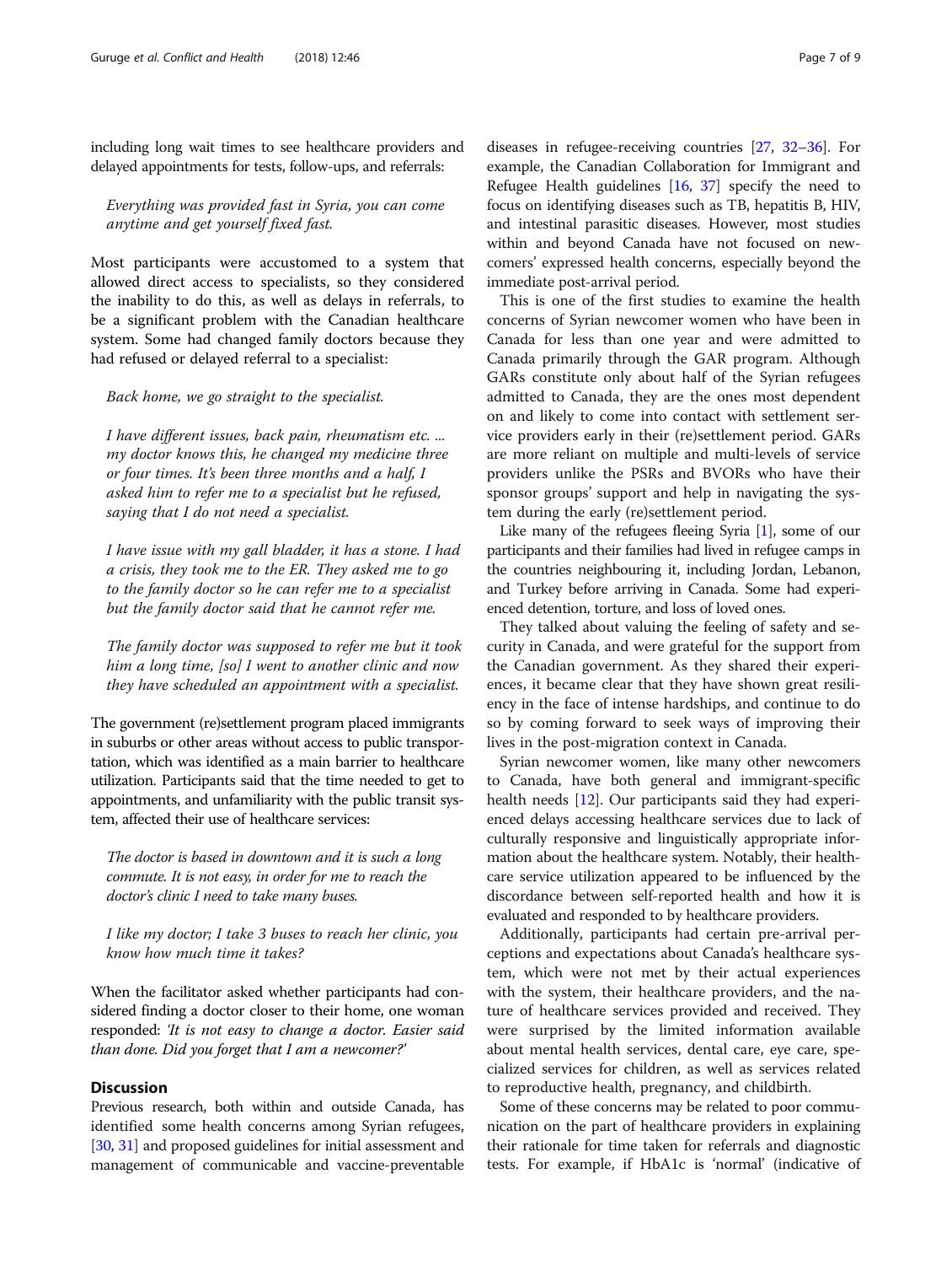including long wait times to see healthcare providers and delayed appointments for tests, follow-ups, and referrals:

> *Everything was provided fast in Syria, you can come anytime and get yourself fixed fast.*

Most participants were accustomed to a system that allowed direct access to specialists, so they considered the inability to do this, as well as delays in referrals, to be a significant problem with the Canadian healthcare system. Some had changed family doctors because they had refused or delayed referral to a specialist:

> *Back home, we go straight to the specialist.*

> *I have different issues, back pain, rheumatism etc. ... my doctor knows this, he changed my medicine three or four times. It's been three months and a half, I asked him to refer me to a specialist but he refused, saying that I do not need a specialist.*

> *I have issue with my gall bladder, it has a stone. I had a crisis, they took me to the ER. They asked me to go to the family doctor so he can refer me to a specialist but the family doctor said that he cannot refer me.*

> *The family doctor was supposed to refer me but it took him a long time, [so] I went to another clinic and now they have scheduled an appointment with a specialist.*

The government (re)settlement program placed immigrants in suburbs or other areas without access to public transportation, which was identified as a main barrier to healthcare utilization. Participants said that the time needed to get to appointments, and unfamiliarity with the public transit system, affected their use of healthcare services:

> *The doctor is based in downtown and it is such a long commute. It is not easy, in order for me to reach the doctor's clinic I need to take many buses.*

> *I like my doctor; I take 3 buses to reach her clinic, you know how much time it takes?*

When the facilitator asked whether participants had considered finding a doctor closer to their home, one woman responded: *'It is not easy to change a doctor. Easier said than done. Did you forget that I am a newcomer?'*

## Discussion

Previous research, both within and outside Canada, has identified some health concerns among Syrian refugees, [30, 31] and proposed guidelines for initial assessment and management of communicable and vaccine-preventable diseases in refugee-receiving countries [27, 32–36]. For example, the Canadian Collaboration for Immigrant and Refugee Health guidelines [16, 37] specify the need to focus on identifying diseases such as TB, hepatitis B, HIV, and intestinal parasitic diseases. However, most studies within and beyond Canada have not focused on newcomers' expressed health concerns, especially beyond the immediate post-arrival period.

This is one of the first studies to examine the health concerns of Syrian newcomer women who have been in Canada for less than one year and were admitted to Canada primarily through the GAR program. Although GARs constitute only about half of the Syrian refugees admitted to Canada, they are the ones most dependent on and likely to come into contact with settlement service providers early in their (re)settlement period. GARs are more reliant on multiple and multi-levels of service providers unlike the PSRs and BVORs who have their sponsor groups' support and help in navigating the system during the early (re)settlement period.

Like many of the refugees fleeing Syria [1], some of our participants and their families had lived in refugee camps in the countries neighbouring it, including Jordan, Lebanon, and Turkey before arriving in Canada. Some had experienced detention, torture, and loss of loved ones.

They talked about valuing the feeling of safety and security in Canada, and were grateful for the support from the Canadian government. As they shared their experiences, it became clear that they have shown great resiliency in the face of intense hardships, and continue to do so by coming forward to seek ways of improving their lives in the post-migration context in Canada.

Syrian newcomer women, like many other newcomers to Canada, have both general and immigrant-specific health needs [12]. Our participants said they had experienced delays accessing healthcare services due to lack of culturally responsive and linguistically appropriate information about the healthcare system. Notably, their healthcare service utilization appeared to be influenced by the discordance between self-reported health and how it is evaluated and responded to by healthcare providers.

Additionally, participants had certain pre-arrival perceptions and expectations about Canada's healthcare system, which were not met by their actual experiences with the system, their healthcare providers, and the nature of healthcare services provided and received. They were surprised by the limited information available about mental health services, dental care, eye care, specialized services for children, as well as services related to reproductive health, pregnancy, and childbirth.

Some of these concerns may be related to poor communication on the part of healthcare providers in explaining their rationale for time taken for referrals and diagnostic tests. For example, if HbA1c is 'normal' (indicative of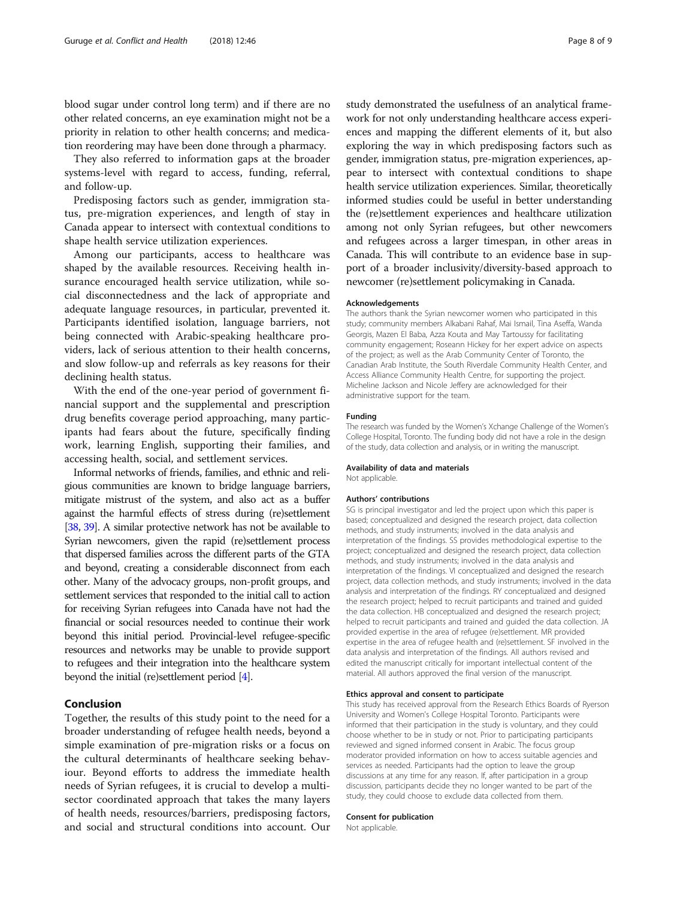blood sugar under control long term) and if there are no other related concerns, an eye examination might not be a priority in relation to other health concerns; and medication reordering may have been done through a pharmacy.

They also referred to information gaps at the broader systems-level with regard to access, funding, referral, and follow-up.

Predisposing factors such as gender, immigration status, pre-migration experiences, and length of stay in Canada appear to intersect with contextual conditions to shape health service utilization experiences.

Among our participants, access to healthcare was shaped by the available resources. Receiving health insurance encouraged health service utilization, while social disconnectedness and the lack of appropriate and adequate language resources, in particular, prevented it. Participants identified isolation, language barriers, not being connected with Arabic-speaking healthcare providers, lack of serious attention to their health concerns, and slow follow-up and referrals as key reasons for their declining health status.

With the end of the one-year period of government financial support and the supplemental and prescription drug benefits coverage period approaching, many participants had fears about the future, specifically finding work, learning English, supporting their families, and accessing health, social, and settlement services.

Informal networks of friends, families, and ethnic and religious communities are known to bridge language barriers, mitigate mistrust of the system, and also act as a buffer against the harmful effects of stress during (re)settlement [38, 39]. A similar protective network has not be available to Syrian newcomers, given the rapid (re)settlement process that dispersed families across the different parts of the GTA and beyond, creating a considerable disconnect from each other. Many of the advocacy groups, non-profit groups, and settlement services that responded to the initial call to action for receiving Syrian refugees into Canada have not had the financial or social resources needed to continue their work beyond this initial period. Provincial-level refugee-specific resources and networks may be unable to provide support to refugees and their integration into the healthcare system beyond the initial (re)settlement period [4].

## Conclusion

Together, the results of this study point to the need for a broader understanding of refugee health needs, beyond a simple examination of pre-migration risks or a focus on the cultural determinants of healthcare seeking behaviour. Beyond efforts to address the immediate health needs of Syrian refugees, it is crucial to develop a multi-sector coordinated approach that takes the many layers of health needs, resources/barriers, predisposing factors, and social and structural conditions into account. Our study demonstrated the usefulness of an analytical framework for not only understanding healthcare access experiences and mapping the different elements of it, but also exploring the way in which predisposing factors such as gender, immigration status, pre-migration experiences, appear to intersect with contextual conditions to shape health service utilization experiences. Similar, theoretically informed studies could be useful in better understanding the (re)settlement experiences and healthcare utilization among not only Syrian refugees, but other newcomers and refugees across a larger timespan, in other areas in Canada. This will contribute to an evidence base in support of a broader inclusivity/diversity-based approach to newcomer (re)settlement policymaking in Canada.

#### Acknowledgements

The authors thank the Syrian newcomer women who participated in this study; community members Alkabani Rahaf, Mai Ismail, Tina Aseffa, Wanda Georgis, Mazen El Baba, Azza Kouta and May Tartoussy for facilitating community engagement; Roseann Hickey for her expert advice on aspects of the project; as well as the Arab Community Center of Toronto, the Canadian Arab Institute, the South Riverdale Community Health Center, and Access Alliance Community Health Centre, for supporting the project. Micheline Jackson and Nicole Jeffery are acknowledged for their administrative support for the team.

#### Funding

The research was funded by the Women's Xchange Challenge of the Women's College Hospital, Toronto. The funding body did not have a role in the design of the study, data collection and analysis, or in writing the manuscript.

#### Availability of data and materials

Not applicable.

#### Authors' contributions

SG is principal investigator and led the project upon which this paper is based; conceptualized and designed the research project, data collection methods, and study instruments; involved in the data analysis and interpretation of the findings. SS provides methodological expertise to the project; conceptualized and designed the research project, data collection methods, and study instruments; involved in the data analysis and interpretation of the findings. VI conceptualized and designed the research project, data collection methods, and study instruments; involved in the data analysis and interpretation of the findings. RY conceptualized and designed the research project; helped to recruit participants and trained and guided the data collection. HB conceptualized and designed the research project; helped to recruit participants and trained and guided the data collection. JA provided expertise in the area of refugee (re)settlement. MR provided expertise in the area of refugee health and (re)settlement. SF involved in the data analysis and interpretation of the findings. All authors revised and edited the manuscript critically for important intellectual content of the material. All authors approved the final version of the manuscript.

#### Ethics approval and consent to participate

This study has received approval from the Research Ethics Boards of Ryerson University and Women's College Hospital Toronto. Participants were informed that their participation in the study is voluntary, and they could choose whether to be in study or not. Prior to participating participants reviewed and signed informed consent in Arabic. The focus group moderator provided information on how to access suitable agencies and services as needed. Participants had the option to leave the group discussions at any time for any reason. If, after participation in a group discussion, participants decide they no longer wanted to be part of the study, they could choose to exclude data collected from them.

#### Consent for publication

Not applicable.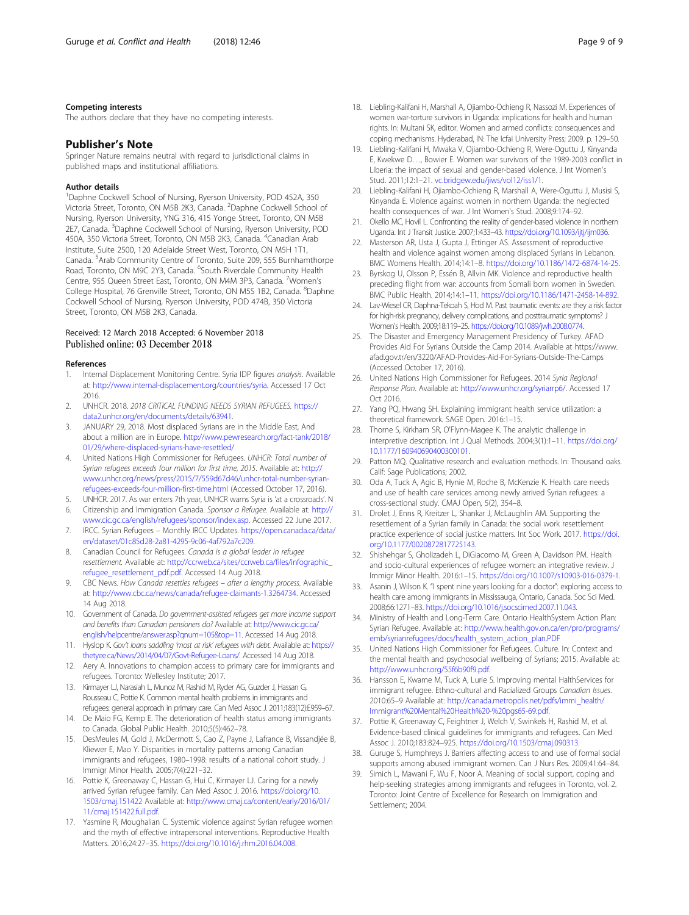### Competing interests

The authors declare that they have no competing interests.

## Publisher's Note

Springer Nature remains neutral with regard to jurisdictional claims in published maps and institutional affiliations.

### Author details

[1]Daphne Cockwell School of Nursing, Ryerson University, POD 452A, 350 Victoria Street, Toronto, ON M5B 2K3, Canada. [2]Daphne Cockwell School of Nursing, Ryerson University, YNG 316, 415 Yonge Street, Toronto, ON M5B 2E7, Canada. [3]Daphne Cockwell School of Nursing, Ryerson University, POD 450A, 350 Victoria Street, Toronto, ON M5B 2K3, Canada. [4]Canadian Arab Institute, Suite 2500, 120 Adelaide Street West, Toronto, ON M5H 1T1, Canada. [5]Arab Community Centre of Toronto, Suite 209, 555 Burnhamthorpe Road, Toronto, ON M9C 2Y3, Canada. [6]South Riverdale Community Health Centre, 955 Queen Street East, Toronto, ON M4M 3P3, Canada. [7]Women's College Hospital, 76 Grenville Street, Toronto, ON M5S 1B2, Canada. [8]Daphne Cockwell School of Nursing, Ryerson University, POD 474B, 350 Victoria Street, Toronto, ON M5B 2K3, Canada.

Received: 12 March 2018 Accepted: 6 November 2018
Published online: 03 December 2018

### References

1. Internal Displacement Monitoring Centre. Syria IDP figures *analysis*. Available at: http://www.internal-displacement.org/countries/syria. Accessed 17 Oct 2016.
2. UNHCR. 2018. *2018 CRITICAL FUNDING NEEDS SYRIAN REFUGEES*. https://data2.unhcr.org/en/documents/details/63941.
3. JANUARY 29, 2018. Most displaced Syrians are in the Middle East, And about a million are in Europe. http://www.pewresearch.org/fact-tank/2018/01/29/where-displaced-syrians-have-resettled/
4. United Nations High Commissioner for Refugees. *UNHCR: Total number of Syrian refugees exceeds four million for first time, 2015*. Available at: http://www.unhcr.org/news/press/2015/7/559d67d46/unhcr-total-number-syrian-refugees-exceeds-four-million-first-time.html (Accessed October 17, 2016).
5. UNHCR. 2017. As war enters 7th year, UNHCR warns Syria is 'at a crossroads'. N
6. Citizenship and Immigration Canada. *Sponsor a Refugee*. Available at: http://www.cic.gc.ca/english/refugees/sponsor/index.asp. Accessed 22 June 2017.
7. IRCC. Syrian Refugees – Monthly IRCC Updates. https://open.canada.ca/data/en/dataset/01c85d28-2a81-4295-9c06-4af792a7c209.
8. Canadian Council for Refugees. *Canada is a global leader in refugee resettlement*. Available at: http://ccrweb.ca/sites/ccrweb.ca/files/infographic_refugee_resettlement_pdf.pdf. Accessed 14 Aug 2018.
9. CBC News. *How Canada resettles refugees – after a lengthy process*. Available at: http://www.cbc.ca/news/canada/refugee-claimants-1.3264734. Accessed 14 Aug 2018.
10. Government of Canada. *Do government-assisted refugees get more income support and benefits than Canadian pensioners do?* Available at: http://www.cic.gc.ca/english/helpcentre/answer.asp?qnum=105&top=11. Accessed 14 Aug 2018.
11. Hyslop K. *Gov't loans saddling 'most at risk' refugees with debt*. Available at: https://thetyee.ca/News/2014/04/07/Govt-Refugee-Loans/. Accessed 14 Aug 2018.
12. Aery A. Innovations to champion access to primary care for immigrants and refugees. Toronto: Wellesley Institute; 2017.
13. Kirmayer LJ, Narasiah L, Munoz M, Rashid M, Ryder AG, Guzder J, Hassan G, Rousseau C, Pottie K. Common mental health problems in immigrants and refugees: general approach in primary care. Can Med Assoc J. 2011;183(12):E959–67.
14. De Maio FG, Kemp E. The deterioration of health status among immigrants to Canada. Global Public Health. 2010;5(5):462–78.
15. DesMeules M, Gold J, McDermott S, Cao Z, Payne J, Lafrance B, Vissandjée B, Kliewer E, Mao Y. Disparities in mortality patterns among Canadian immigrants and refugees, 1980–1998: results of a national cohort study. J Immigr Minor Health. 2005;7(4):221–32.
16. Pottie K, Greenaway C, Hassan G, Hui C, Kirmayer LJ. Caring for a newly arrived Syrian refugee family. Can Med Assoc J. 2016. https://doi.org/10.1503/cmaj.151422 Available at: http://www.cmaj.ca/content/early/2016/01/11/cmaj.151422.full.pdf.
17. Yasmine R, Moughalian C. Systemic violence against Syrian refugee women and the myth of effective intrapersonal interventions. Reproductive Health Matters. 2016;24:27–35. https://doi.org/10.1016/j.rhm.2016.04.008.
18. Liebling-Kalifani H, Marshall A, Ojiambo-Ochieng R, Nassozi M. Experiences of women war-torture survivors in Uganda: implications for health and human rights. In: Multani SK, editor. Women and armed conflicts: consequences and coping mechanisms. Hyderabad, IN: The Icfai University Press; 2009. p. 129–50.
19. Liebling-Kalifani H, Mwaka V, Ojiambo-Ochieng R, Were-Oguttu J, Kinyanda E, Kwekwe D…, Bowier E. Women war survivors of the 1989-2003 conflict in Liberia: the impact of sexual and gender-based violence. J Int Women's Stud. 2011;12:1–21. vc.bridgew.edu/jiws/vol12/iss1/1.
20. Liebling-Kalifani H, Ojiambo-Ochieng R, Marshall A, Were-Oguttu J, Musisi S, Kinyanda E. Violence against women in northern Uganda: the neglected health consequences of war. J Int Women's Stud. 2008;9:174–92.
21. Okello MC, Hovil L. Confronting the reality of gender-based violence in northern Uganda. Int J Transit Justice. 2007;1:433–43. https://doi.org/10.1093/ijtj/ijm036.
22. Masterson AR, Usta J, Gupta J, Ettinger AS. Assessment of reproductive health and violence against women among displaced Syrians in Lebanon. BMC Womens Health. 2014;14:1–8. https://doi.org/10.1186/1472-6874-14-25.
23. Byrskog U, Olsson P, Essén B, Allvin MK. Violence and reproductive health preceding flight from war: accounts from Somali born women in Sweden. BMC Public Health. 2014;14:1–11. https://doi.org/10.1186/1471-2458-14-892.
24. Lav-Wiesel CR, Daphna-Tekoah S, Hod M. Past traumatic events: are they a risk factor for high-risk pregnancy, delivery complications, and posttraumatic symptoms? J Women's Health. 2009;18:119–25. https://doi.org/10.1089/jwh.2008.0774.
25. The Disaster and Emergency Management Presidency of Turkey. AFAD Provides Aid For Syrians Outside the Camp 2014. Available at https://www.afad.gov.tr/en/3220/AFAD-Provides-Aid-For-Syrians-Outside-The-Camps (Accessed October 17, 2016).
26. United Nations High Commissioner for Refugees. 2014 *Syria Regional Response Plan*. Available at: http://www.unhcr.org/syriarrp6/. Accessed 17 Oct 2016.
27. Yang PQ, Hwang SH. Explaining immigrant health service utilization: a theoretical framework. SAGE Open. 2016:1–15.
28. Thorne S, Kirkham SR, O'Flynn-Magee K. The analytic challenge in interpretive description. Int J Qual Methods. 2004;3(1):1–11. https://doi.org/10.1177/160940690400300101.
29. Patton MQ. Qualitative research and evaluation methods. In: Thousand oaks. Calif: Sage Publications; 2002.
30. Oda A, Tuck A, Agic B, Hynie M, Roche B, McKenzie K. Health care needs and use of health care services among newly arrived Syrian refugees: a cross-sectional study. CMAJ Open, 5(2), 354–8.
31. Drolet J, Enns R, Kreitzer L, Shankar J, McLaughlin AM. Supporting the resettlement of a Syrian family in Canada: the social work resettlement practice experience of social justice matters. Int Soc Work. 2017. https://doi.org/10.1177/0020872817725143.
32. Shishehgar S, Gholizadeh L, DiGiacomo M, Green A, Davidson PM. Health and socio-cultural experiences of refugee women: an integrative review. J Immigr Minor Health. 2016:1–15. https://doi.org/10.1007/s10903-016-0379-1.
33. Asanin J, Wilson K. "I spent nine years looking for a doctor": exploring access to health care among immigrants in Mississauga, Ontario, Canada. Soc Sci Med. 2008;66:1271–83. https://doi.org/10.1016/j.socscimed.2007.11.043.
34. Ministry of Health and Long-Term Care. Ontario HealthSystem Action Plan: Syrian Refugee. Available at: http://www.health.gov.on.ca/en/pro/programs/emb/syrianrefugees/docs/health_system_action_plan.PDF
35. United Nations High Commissioner for Refugees. Culture. In: Context and the mental health and psychosocial wellbeing of Syrians; 2015. Available at: http://www.unhcr.org/55f6b90f9.pdf.
36. Hansson E, Kwame M, Tuck A, Lurie S. Improving mental HalthServices for immigrant refugee. Ethno-cultural and Racialized Groups *Canadian Issues*. 2010:65–9 Available at: http://canada.metropolis.net/pdfs/immi_health/Immigrant%20Mental%20Health%20-%20pgs65-69.pdf.
37. Pottie K, Greenaway C, Feightner J, Welch V, Swinkels H, Rashid M, et al. Evidence-based clinical guidelines for immigrants and refugees. Can Med Assoc J. 2010;183:824–925. https://doi.org/10.1503/cmaj.090313.
38. Guruge S, Humphreys J. Barriers affecting access to and use of formal social supports among abused immigrant women. Can J Nurs Res. 2009;41:64–84.
39. Simich L, Mawani F, Wu F, Noor A. Meaning of social support, coping and help-seeking strategies among immigrants and refugees in Toronto, vol. 2. Toronto: Joint Centre of Excellence for Research on Immigration and Settlement; 2004.